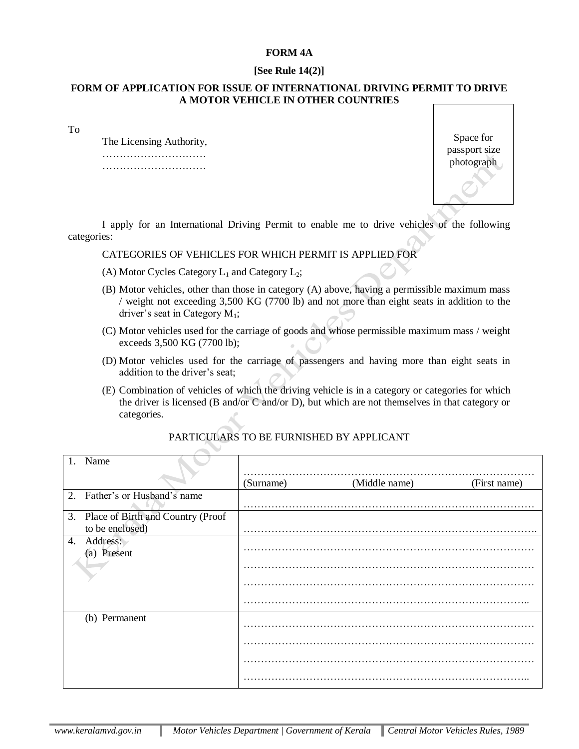**FORM 4A**

**[See Rule 14(2)]**

**FORM OF APPLICATION FOR ISSUE OF INTERNATIONAL DRIVING PERMIT TO DRIVE A MOTOR VEHICLE IN OTHER COUNTRIES**

To

The Licensing Authority,
…………………………
…………………………

Space for passport size photograph

I apply for an International Driving Permit to enable me to drive vehicles of the following categories:

CATEGORIES OF VEHICLES FOR WHICH PERMIT IS APPLIED FOR

(A) Motor Cycles Category $L_1$ and Category $L_2$;

(B) Motor vehicles, other than those in category (A) above, having a permissible maximum mass / weight not exceeding 3,500 KG (7700 lb) and not more than eight seats in addition to the driver's seat in Category $M_1$;

(C) Motor vehicles used for the carriage of goods and whose permissible maximum mass / weight exceeds 3,500 KG (7700 lb);

(D) Motor vehicles used for the carriage of passengers and having more than eight seats in addition to the driver's seat;

(E) Combination of vehicles of which the driving vehicle is in a category or categories for which the driver is licensed (B and/or C and/or D), but which are not themselves in that category or categories.

PARTICULARS TO BE FURNISHED BY APPLICANT

| | |
|---|---|
| 1. Name | ………………………………………………………………………… (Surname) (Middle name) (First name) |
| 2. Father's or Husband's name | ………………………………………………………………………… |
| 3. Place of Birth and Country (Proof to be enclosed) | ………………………………………………………………………… |
| 4. Address: (a) Present | ………………………………………………………………………… ………………………………………………………………………… ………………………………………………………………………… ………………………………………………………………………… |
| (b) Permanent | ………………………………………………………………………… ………………………………………………………………………… ………………………………………………………………………… ………………………………………………………………………… |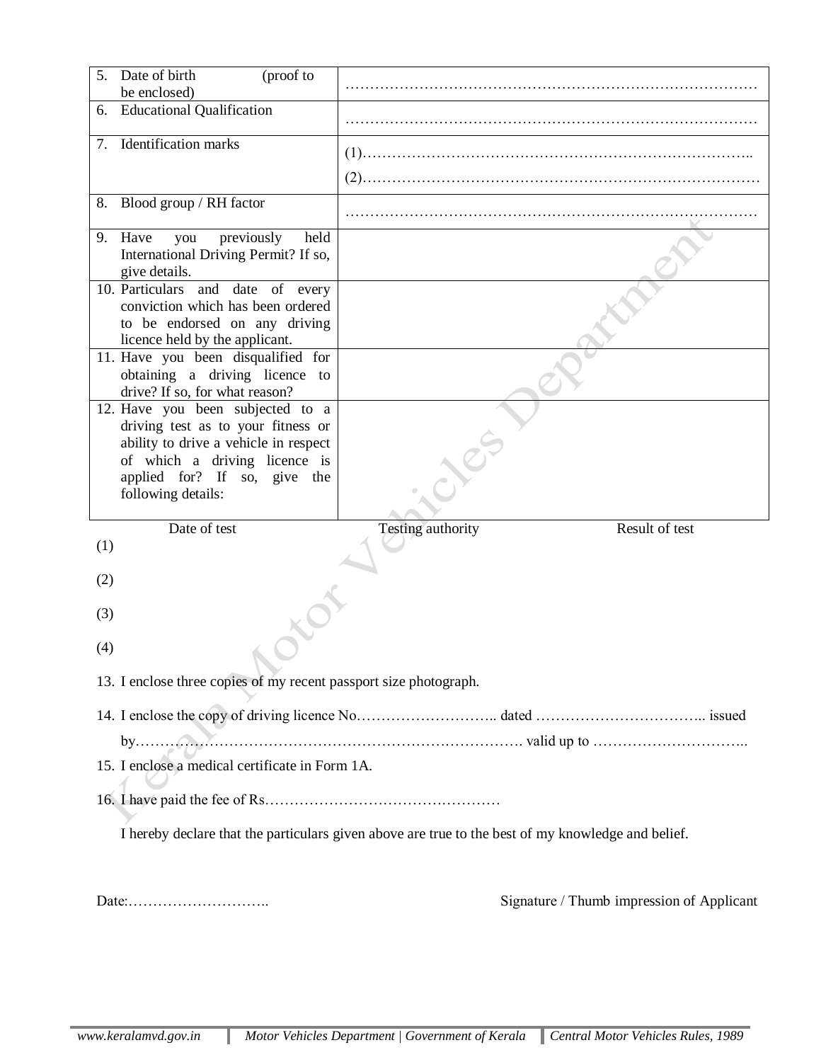| | |
|---|---|
| 5. Date of birth (proof to be enclosed) | ………………………………………………………………………… |
| 6. Educational Qualification | ………………………………………………………………………… |
| 7. Identification marks | (1)…………………………………………………………………….. (2)…………………………………………………………………… |
| 8. Blood group / RH factor | ………………………………………………………………………… |
| 9. Have you previously held International Driving Permit? If so, give details. | |
| 10. Particulars and date of every conviction which has been ordered to be endorsed on any driving licence held by the applicant. | |
| 11. Have you been disqualified for obtaining a driving licence to drive? If so, for what reason? | |
| 12. Have you been subjected to a driving test as to your fitness or ability to drive a vehicle in respect of which a driving licence is applied for? If so, give the following details: | |

| | Date of test | Testing authority | Result of test |
|---|---|---|---|
| (1) | | | |
| (2) | | | |
| (3) | | | |
| (4) | | | |

13. I enclose three copies of my recent passport size photograph.

14. I enclose the copy of driving licence No……………………….. dated …………………………….. issued by…………………………………………………………………. valid up to …………………………..

15. I enclose a medical certificate in Form 1A.

16. I have paid the fee of Rs…………………………………………

I hereby declare that the particulars given above are true to the best of my knowledge and belief.

Date:………………………..

Signature / Thumb impression of Applicant